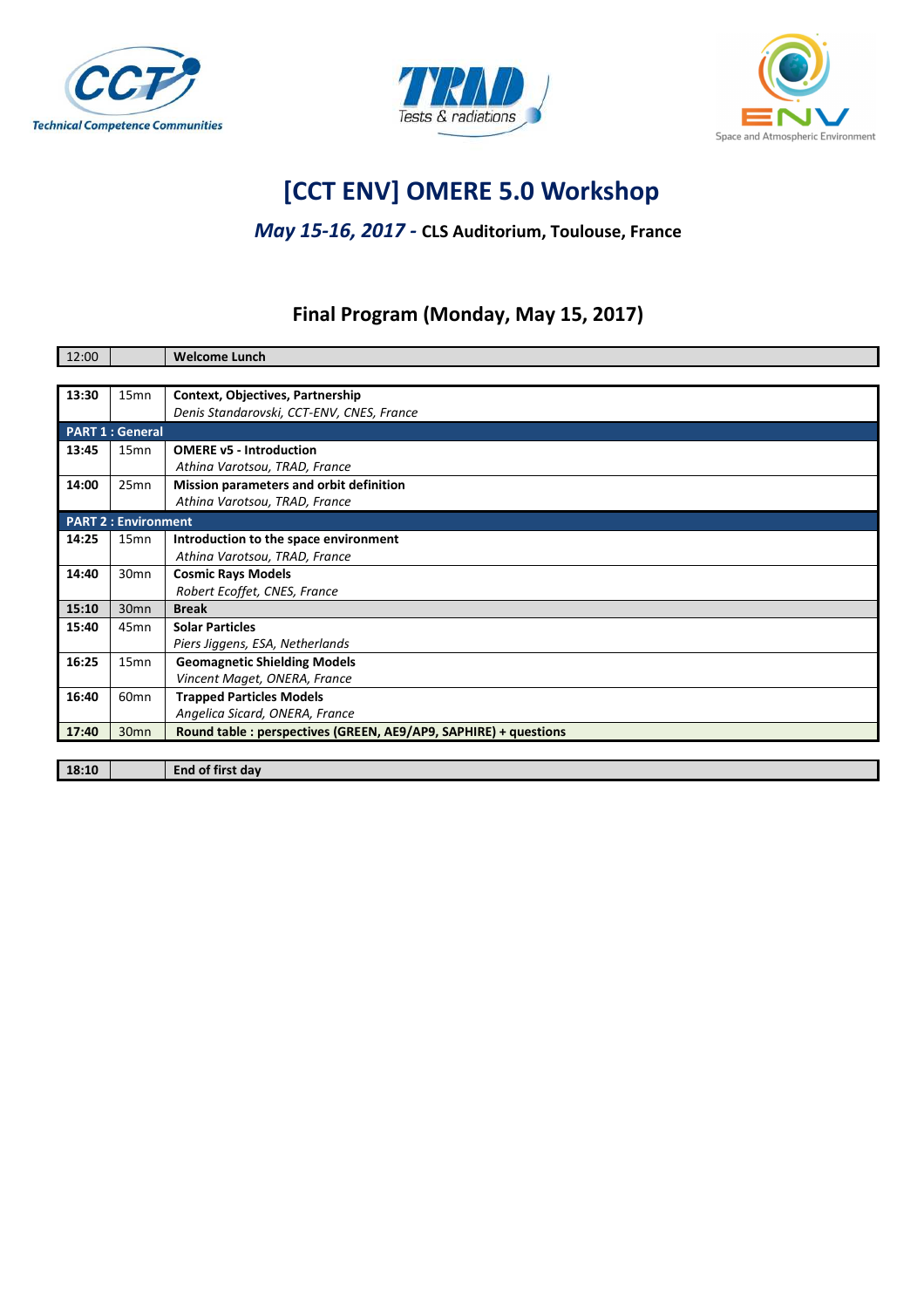# [CCT ENV] OMERE 5.0 Workshop

### *May 15-16, 2017* - CLS Auditorium, Toulouse, France

## Final Program (Monday, May 15, 2017)

| Time | Duration | Session |
|---|---|---|
| 12:00 | | **Welcome Lunch** |
| **13:30** | 15mn | **Context, Objectives, Partnership**<br>*Denis Standarovski, CCT-ENV, CNES, France* |
| **PART 1 : General** | | |
| **13:45** | 15mn | **OMERE v5 - Introduction**<br>*Athina Varotsou, TRAD, France* |
| **14:00** | 25mn | **Mission parameters and orbit definition**<br>*Athina Varotsou, TRAD, France* |
| **PART 2 : Environment** | | |
| **14:25** | 15mn | **Introduction to the space environment**<br>*Athina Varotsou, TRAD, France* |
| **14:40** | 30mn | **Cosmic Rays Models**<br>*Robert Ecoffet, CNES, France* |
| **15:10** | 30mn | **Break** |
| **15:40** | 45mn | **Solar Particles**<br>*Piers Jiggens, ESA, Netherlands* |
| **16:25** | 15mn | **Geomagnetic Shielding Models**<br>*Vincent Maget, ONERA, France* |
| **16:40** | 60mn | **Trapped Particles Models**<br>*Angelica Sicard, ONERA, France* |
| **17:40** | 30mn | **Round table : perspectives (GREEN, AE9/AP9, SAPHIRE) + questions** |
| **18:10** | | **End of first day** |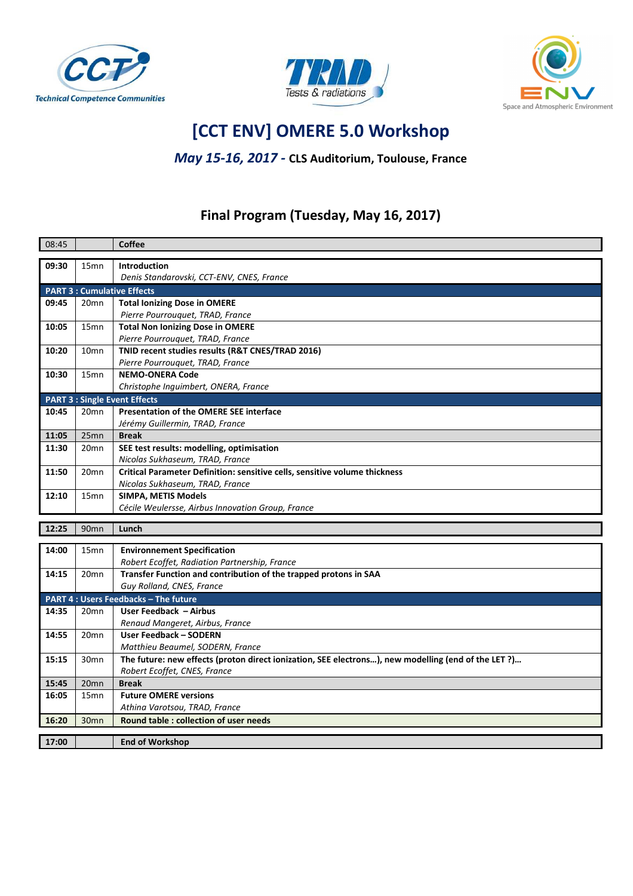# [CCT ENV] OMERE 5.0 Workshop

### *May 15-16, 2017* - CLS Auditorium, Toulouse, France

## Final Program (Tuesday, May 16, 2017)

| | | |
|---|---|---|
| 08:45 | | **Coffee** |
| **09:30** | 15mn | **Introduction**<br>*Denis Standarovski, CCT-ENV, CNES, France* |
| **PART 3 : Cumulative Effects** | | |
| **09:45** | 20mn | **Total Ionizing Dose in OMERE**<br>*Pierre Pourrouquet, TRAD, France* |
| **10:05** | 15mn | **Total Non Ionizing Dose in OMERE**<br>*Pierre Pourrouquet, TRAD, France* |
| **10:20** | 10mn | **TNID recent studies results (R&T CNES/TRAD 2016)**<br>*Pierre Pourrouquet, TRAD, France* |
| **10:30** | 15mn | **NEMO-ONERA Code**<br>*Christophe Inguimbert, ONERA, France* |
| **PART 3 : Single Event Effects** | | |
| **10:45** | 20mn | **Presentation of the OMERE SEE interface**<br>*Jérémy Guillermin, TRAD, France* |
| **11:05** | 25mn | **Break** |
| **11:30** | 20mn | **SEE test results: modelling, optimisation**<br>*Nicolas Sukhaseum, TRAD, France* |
| **11:50** | 20mn | **Critical Parameter Definition: sensitive cells, sensitive volume thickness**<br>*Nicolas Sukhaseum, TRAD, France* |
| **12:10** | 15mn | **SIMPA, METIS Models**<br>*Cécile Weulersse, Airbus Innovation Group, France* |
| **12:25** | 90mn | **Lunch** |
| **14:00** | 15mn | **Environnement Specification**<br>*Robert Ecoffet, Radiation Partnership, France* |
| **14:15** | 20mn | **Transfer Function and contribution of the trapped protons in SAA**<br>*Guy Rolland, CNES, France* |
| **PART 4 : Users Feedbacks – The future** | | |
| **14:35** | 20mn | **User Feedback – Airbus**<br>*Renaud Mangeret, Airbus, France* |
| **14:55** | 20mn | **User Feedback – SODERN**<br>*Matthieu Beaumel, SODERN, France* |
| **15:15** | 30mn | **The future: new effects (proton direct ionization, SEE electrons…), new modelling (end of the LET ?)…**<br>*Robert Ecoffet, CNES, France* |
| **15:45** | 20mn | **Break** |
| **16:05** | 15mn | **Future OMERE versions**<br>*Athina Varotsou, TRAD, France* |
| **16:20** | 30mn | **Round table : collection of user needs** |
| **17:00** | | **End of Workshop** |